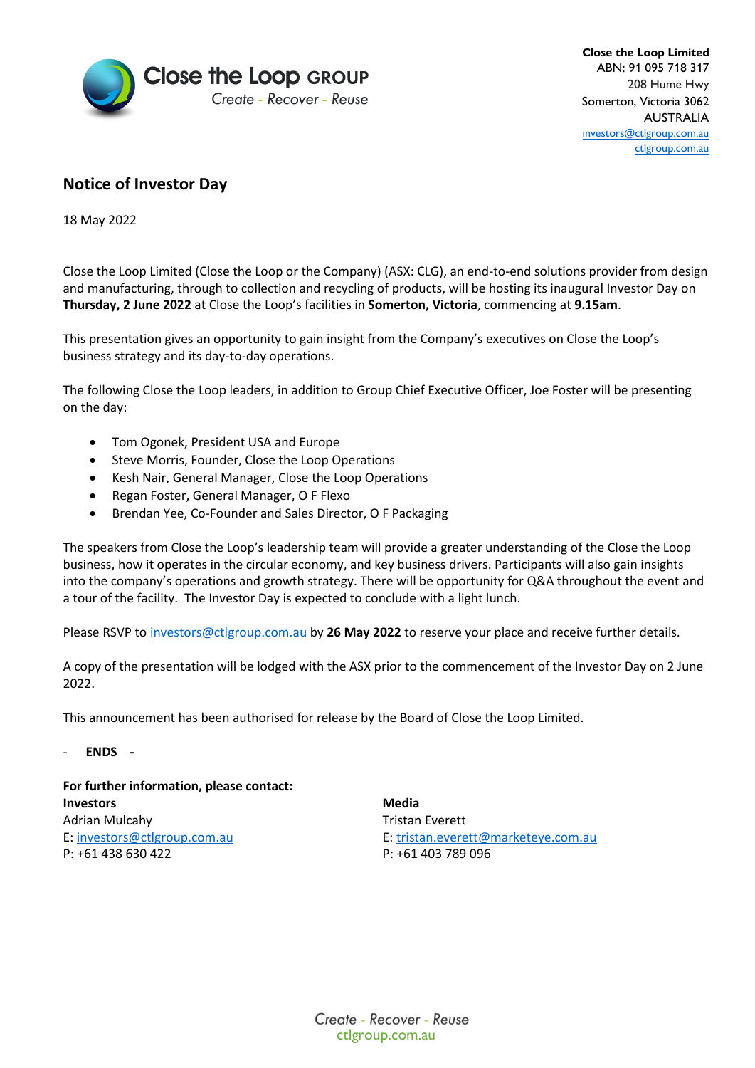Close the Loop GROUP
Create - Recover - Reuse

**Close the Loop Limited**
ABN: 91 095 718 317
208 Hume Hwy
Somerton, Victoria 3062
AUSTRALIA
investors@ctlgroup.com.au
ctlgroup.com.au

## Notice of Investor Day

18 May 2022

Close the Loop Limited (Close the Loop or the Company) (ASX: CLG), an end-to-end solutions provider from design and manufacturing, through to collection and recycling of products, will be hosting its inaugural Investor Day on **Thursday, 2 June 2022** at Close the Loop's facilities in **Somerton, Victoria**, commencing at **9.15am**.

This presentation gives an opportunity to gain insight from the Company's executives on Close the Loop's business strategy and its day-to-day operations.

The following Close the Loop leaders, in addition to Group Chief Executive Officer, Joe Foster will be presenting on the day:

- Tom Ogonek, President USA and Europe
- Steve Morris, Founder, Close the Loop Operations
- Kesh Nair, General Manager, Close the Loop Operations
- Regan Foster, General Manager, O F Flexo
- Brendan Yee, Co-Founder and Sales Director, O F Packaging

The speakers from Close the Loop's leadership team will provide a greater understanding of the Close the Loop business, how it operates in the circular economy, and key business drivers. Participants will also gain insights into the company's operations and growth strategy. There will be opportunity for Q&A throughout the event and a tour of the facility. The Investor Day is expected to conclude with a light lunch.

Please RSVP to investors@ctlgroup.com.au by **26 May 2022** to reserve your place and receive further details.

A copy of the presentation will be lodged with the ASX prior to the commencement of the Investor Day on 2 June 2022.

This announcement has been authorised for release by the Board of Close the Loop Limited.

\- **ENDS** -

**For further information, please contact:**

**Investors**
Adrian Mulcahy
E: investors@ctlgroup.com.au
P: +61 438 630 422

**Media**
Tristan Everett
E: tristan.everett@marketeye.com.au
P: +61 403 789 096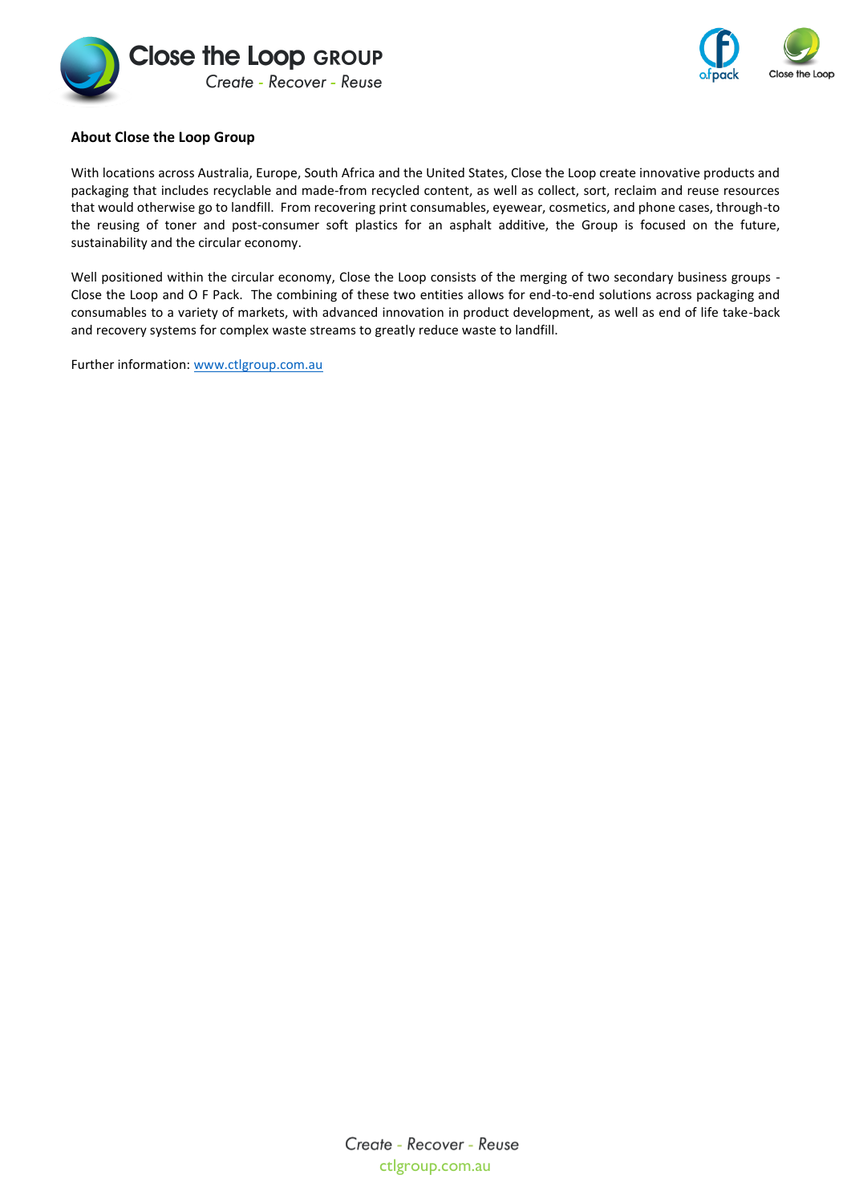## About Close the Loop Group

With locations across Australia, Europe, South Africa and the United States, Close the Loop create innovative products and packaging that includes recyclable and made-from recycled content, as well as collect, sort, reclaim and reuse resources that would otherwise go to landfill. From recovering print consumables, eyewear, cosmetics, and phone cases, through-to the reusing of toner and post-consumer soft plastics for an asphalt additive, the Group is focused on the future, sustainability and the circular economy.

Well positioned within the circular economy, Close the Loop consists of the merging of two secondary business groups - Close the Loop and O F Pack. The combining of these two entities allows for end-to-end solutions across packaging and consumables to a variety of markets, with advanced innovation in product development, as well as end of life take-back and recovery systems for complex waste streams to greatly reduce waste to landfill.

Further information: [www.ctlgroup.com.au](http://www.ctlgroup.com.au)